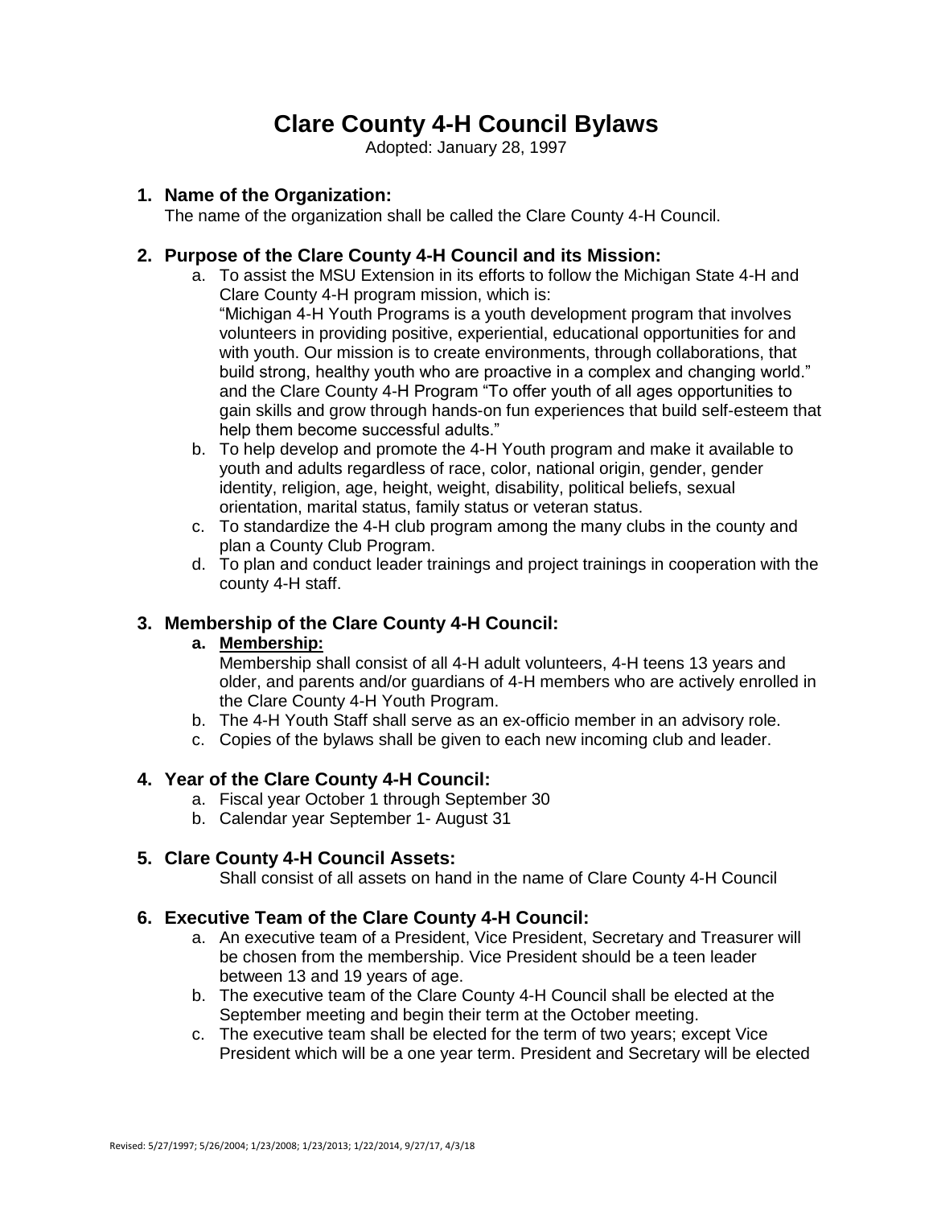# Clare County 4-H Council Bylaws

Adopted: January 28, 1997

## 1. Name of the Organization:

The name of the organization shall be called the Clare County 4-H Council.

## 2. Purpose of the Clare County 4-H Council and its Mission:

a. To assist the MSU Extension in its efforts to follow the Michigan State 4-H and Clare County 4-H program mission, which is:
"Michigan 4-H Youth Programs is a youth development program that involves volunteers in providing positive, experiential, educational opportunities for and with youth. Our mission is to create environments, through collaborations, that build strong, healthy youth who are proactive in a complex and changing world." and the Clare County 4-H Program "To offer youth of all ages opportunities to gain skills and grow through hands-on fun experiences that build self-esteem that help them become successful adults."

b. To help develop and promote the 4-H Youth program and make it available to youth and adults regardless of race, color, national origin, gender, gender identity, religion, age, height, weight, disability, political beliefs, sexual orientation, marital status, family status or veteran status.

c. To standardize the 4-H club program among the many clubs in the county and plan a County Club Program.

d. To plan and conduct leader trainings and project trainings in cooperation with the county 4-H staff.

## 3. Membership of the Clare County 4-H Council:

a. **Membership:**
Membership shall consist of all 4-H adult volunteers, 4-H teens 13 years and older, and parents and/or guardians of 4-H members who are actively enrolled in the Clare County 4-H Youth Program.

b. The 4-H Youth Staff shall serve as an ex-officio member in an advisory role.

c. Copies of the bylaws shall be given to each new incoming club and leader.

## 4. Year of the Clare County 4-H Council:

a. Fiscal year October 1 through September 30

b. Calendar year September 1- August 31

## 5. Clare County 4-H Council Assets:

Shall consist of all assets on hand in the name of Clare County 4-H Council

## 6. Executive Team of the Clare County 4-H Council:

a. An executive team of a President, Vice President, Secretary and Treasurer will be chosen from the membership. Vice President should be a teen leader between 13 and 19 years of age.

b. The executive team of the Clare County 4-H Council shall be elected at the September meeting and begin their term at the October meeting.

c. The executive team shall be elected for the term of two years; except Vice President which will be a one year term. President and Secretary will be elected

Revised: 5/27/1997; 5/26/2004; 1/23/2008; 1/23/2013; 1/22/2014, 9/27/17, 4/3/18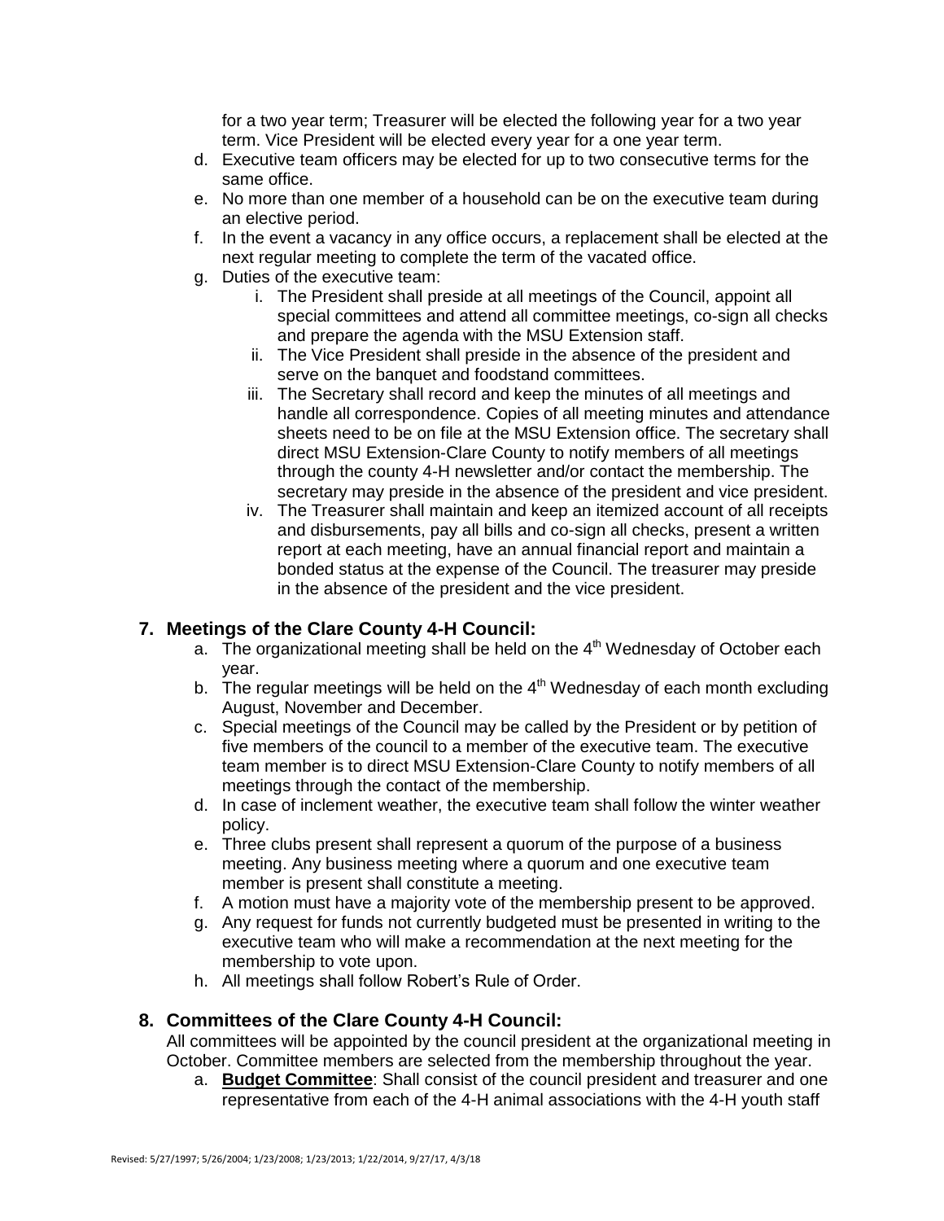for a two year term; Treasurer will be elected the following year for a two year term. Vice President will be elected every year for a one year term.

d. Executive team officers may be elected for up to two consecutive terms for the same office.
e. No more than one member of a household can be on the executive team during an elective period.
f. In the event a vacancy in any office occurs, a replacement shall be elected at the next regular meeting to complete the term of the vacated office.
g. Duties of the executive team:
    i. The President shall preside at all meetings of the Council, appoint all special committees and attend all committee meetings, co-sign all checks and prepare the agenda with the MSU Extension staff.
    ii. The Vice President shall preside in the absence of the president and serve on the banquet and foodstand committees.
    iii. The Secretary shall record and keep the minutes of all meetings and handle all correspondence. Copies of all meeting minutes and attendance sheets need to be on file at the MSU Extension office. The secretary shall direct MSU Extension-Clare County to notify members of all meetings through the county 4-H newsletter and/or contact the membership. The secretary may preside in the absence of the president and vice president.
    iv. The Treasurer shall maintain and keep an itemized account of all receipts and disbursements, pay all bills and co-sign all checks, present a written report at each meeting, have an annual financial report and maintain a bonded status at the expense of the Council. The treasurer may preside in the absence of the president and the vice president.

## 7. Meetings of the Clare County 4-H Council:

a. The organizational meeting shall be held on the 4th Wednesday of October each year.
b. The regular meetings will be held on the 4th Wednesday of each month excluding August, November and December.
c. Special meetings of the Council may be called by the President or by petition of five members of the council to a member of the executive team. The executive team member is to direct MSU Extension-Clare County to notify members of all meetings through the contact of the membership.
d. In case of inclement weather, the executive team shall follow the winter weather policy.
e. Three clubs present shall represent a quorum of the purpose of a business meeting. Any business meeting where a quorum and one executive team member is present shall constitute a meeting.
f. A motion must have a majority vote of the membership present to be approved.
g. Any request for funds not currently budgeted must be presented in writing to the executive team who will make a recommendation at the next meeting for the membership to vote upon.
h. All meetings shall follow Robert's Rule of Order.

## 8. Committees of the Clare County 4-H Council:

All committees will be appointed by the council president at the organizational meeting in October. Committee members are selected from the membership throughout the year.

a. **Budget Committee**: Shall consist of the council president and treasurer and one representative from each of the 4-H animal associations with the 4-H youth staff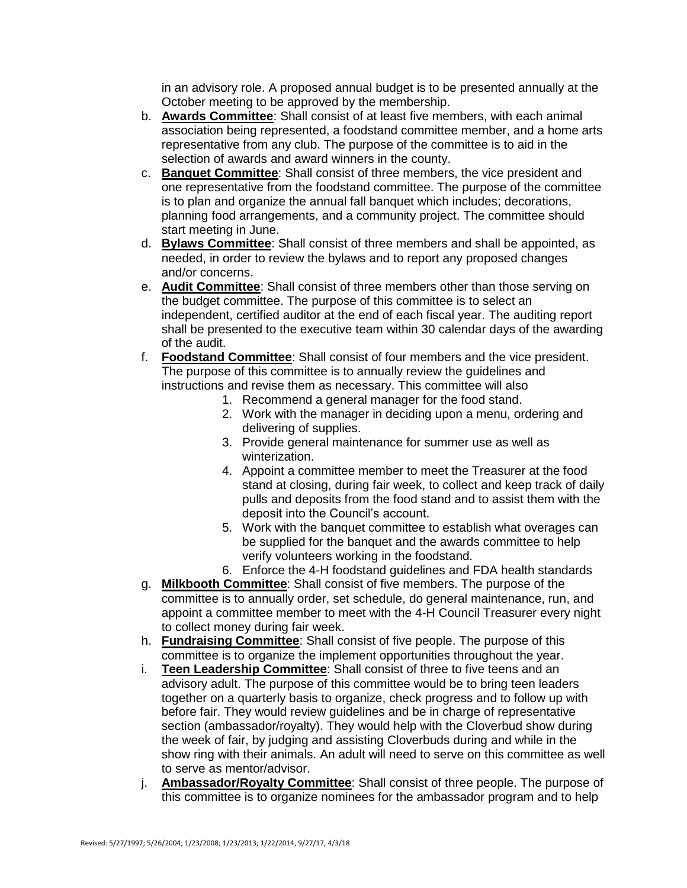in an advisory role. A proposed annual budget is to be presented annually at the October meeting to be approved by the membership.

b. **Awards Committee**: Shall consist of at least five members, with each animal association being represented, a foodstand committee member, and a home arts representative from any club. The purpose of the committee is to aid in the selection of awards and award winners in the county.
c. **Banquet Committee**: Shall consist of three members, the vice president and one representative from the foodstand committee. The purpose of the committee is to plan and organize the annual fall banquet which includes; decorations, planning food arrangements, and a community project. The committee should start meeting in June.
d. **Bylaws Committee**: Shall consist of three members and shall be appointed, as needed, in order to review the bylaws and to report any proposed changes and/or concerns.
e. **Audit Committee**: Shall consist of three members other than those serving on the budget committee. The purpose of this committee is to select an independent, certified auditor at the end of each fiscal year. The auditing report shall be presented to the executive team within 30 calendar days of the awarding of the audit.
f. **Foodstand Committee**: Shall consist of four members and the vice president. The purpose of this committee is to annually review the guidelines and instructions and revise them as necessary. This committee will also
    1. Recommend a general manager for the food stand.
    2. Work with the manager in deciding upon a menu, ordering and delivering of supplies.
    3. Provide general maintenance for summer use as well as winterization.
    4. Appoint a committee member to meet the Treasurer at the food stand at closing, during fair week, to collect and keep track of daily pulls and deposits from the food stand and to assist them with the deposit into the Council's account.
    5. Work with the banquet committee to establish what overages can be supplied for the banquet and the awards committee to help verify volunteers working in the foodstand.
    6. Enforce the 4-H foodstand guidelines and FDA health standards
g. **Milkbooth Committee**: Shall consist of five members. The purpose of the committee is to annually order, set schedule, do general maintenance, run, and appoint a committee member to meet with the 4-H Council Treasurer every night to collect money during fair week.
h. **Fundraising Committee**: Shall consist of five people. The purpose of this committee is to organize the implement opportunities throughout the year.
i. **Teen Leadership Committee**: Shall consist of three to five teens and an advisory adult. The purpose of this committee would be to bring teen leaders together on a quarterly basis to organize, check progress and to follow up with before fair. They would review guidelines and be in charge of representative section (ambassador/royalty). They would help with the Cloverbud show during the week of fair, by judging and assisting Cloverbuds during and while in the show ring with their animals. An adult will need to serve on this committee as well to serve as mentor/advisor.
j. **Ambassador/Royalty Committee**: Shall consist of three people. The purpose of this committee is to organize nominees for the ambassador program and to help

Revised: 5/27/1997; 5/26/2004; 1/23/2008; 1/23/2013; 1/22/2014, 9/27/17, 4/3/18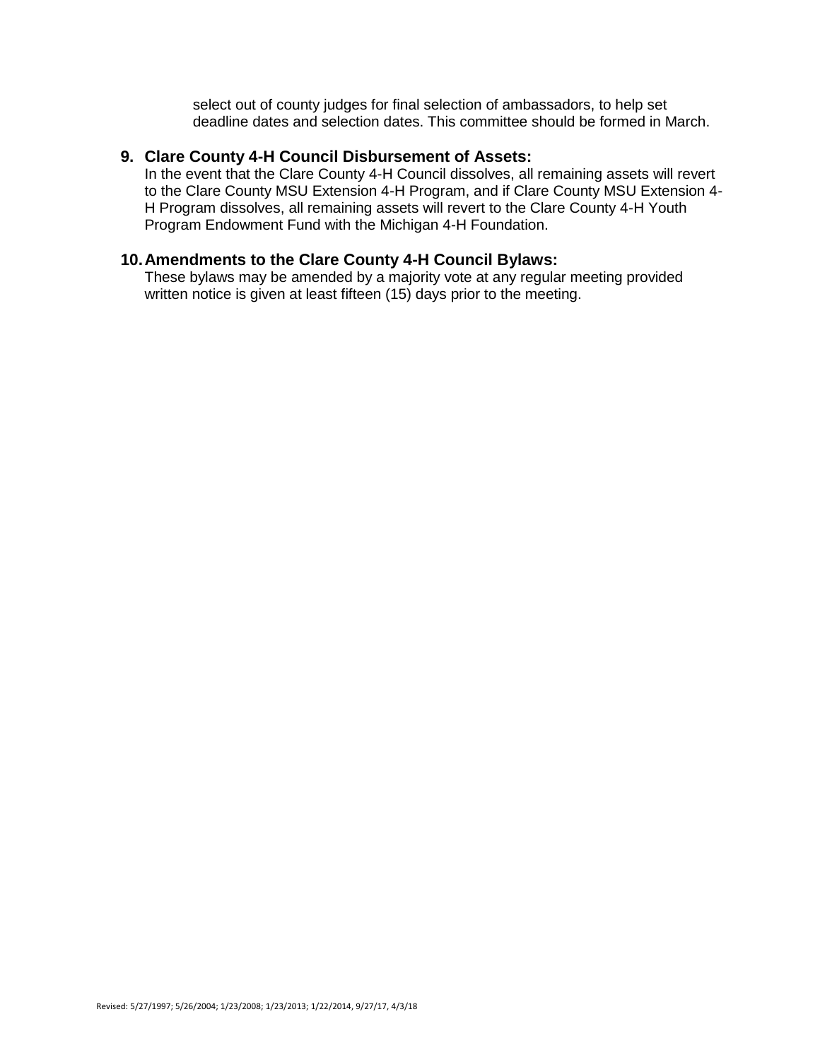select out of county judges for final selection of ambassadors, to help set deadline dates and selection dates. This committee should be formed in March.

9. **Clare County 4-H Council Disbursement of Assets:**
   In the event that the Clare County 4-H Council dissolves, all remaining assets will revert to the Clare County MSU Extension 4-H Program, and if Clare County MSU Extension 4-H Program dissolves, all remaining assets will revert to the Clare County 4-H Youth Program Endowment Fund with the Michigan 4-H Foundation.

10. **Amendments to the Clare County 4-H Council Bylaws:**
    These bylaws may be amended by a majority vote at any regular meeting provided written notice is given at least fifteen (15) days prior to the meeting.

Revised: 5/27/1997; 5/26/2004; 1/23/2008; 1/23/2013; 1/22/2014, 9/27/17, 4/3/18